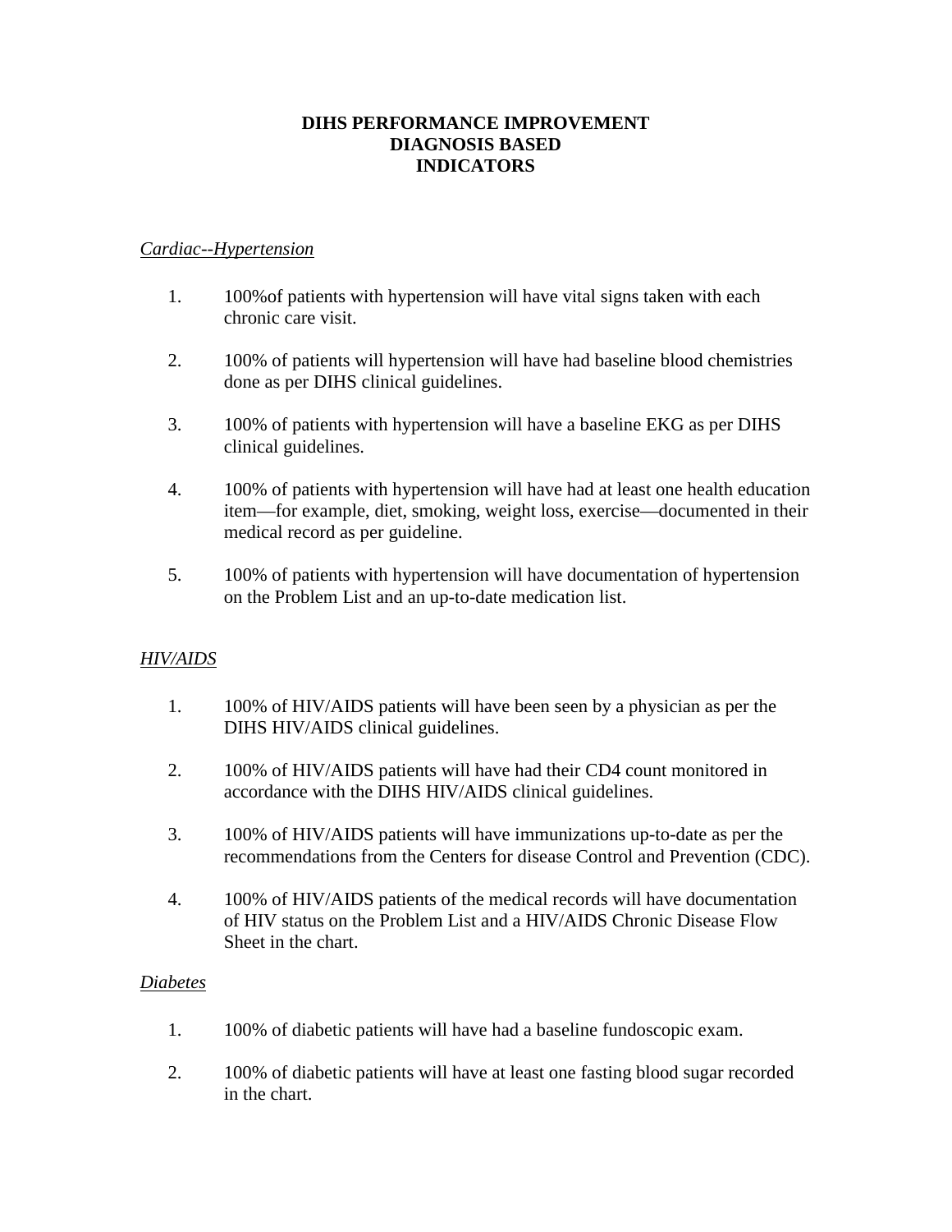# DIHS PERFORMANCE IMPROVEMENT
# DIAGNOSIS BASED
# INDICATORS

*Cardiac--Hypertension*

1. 100%of patients with hypertension will have vital signs taken with each chronic care visit.

2. 100% of patients will hypertension will have had baseline blood chemistries done as per DIHS clinical guidelines.

3. 100% of patients with hypertension will have a baseline EKG as per DIHS clinical guidelines.

4. 100% of patients with hypertension will have had at least one health education item—for example, diet, smoking, weight loss, exercise—documented in their medical record as per guideline.

5. 100% of patients with hypertension will have documentation of hypertension on the Problem List and an up-to-date medication list.

*HIV/AIDS*

1. 100% of HIV/AIDS patients will have been seen by a physician as per the DIHS HIV/AIDS clinical guidelines.

2. 100% of HIV/AIDS patients will have had their CD4 count monitored in accordance with the DIHS HIV/AIDS clinical guidelines.

3. 100% of HIV/AIDS patients will have immunizations up-to-date as per the recommendations from the Centers for disease Control and Prevention (CDC).

4. 100% of HIV/AIDS patients of the medical records will have documentation of HIV status on the Problem List and a HIV/AIDS Chronic Disease Flow Sheet in the chart.

*Diabetes*

1. 100% of diabetic patients will have had a baseline fundoscopic exam.

2. 100% of diabetic patients will have at least one fasting blood sugar recorded in the chart.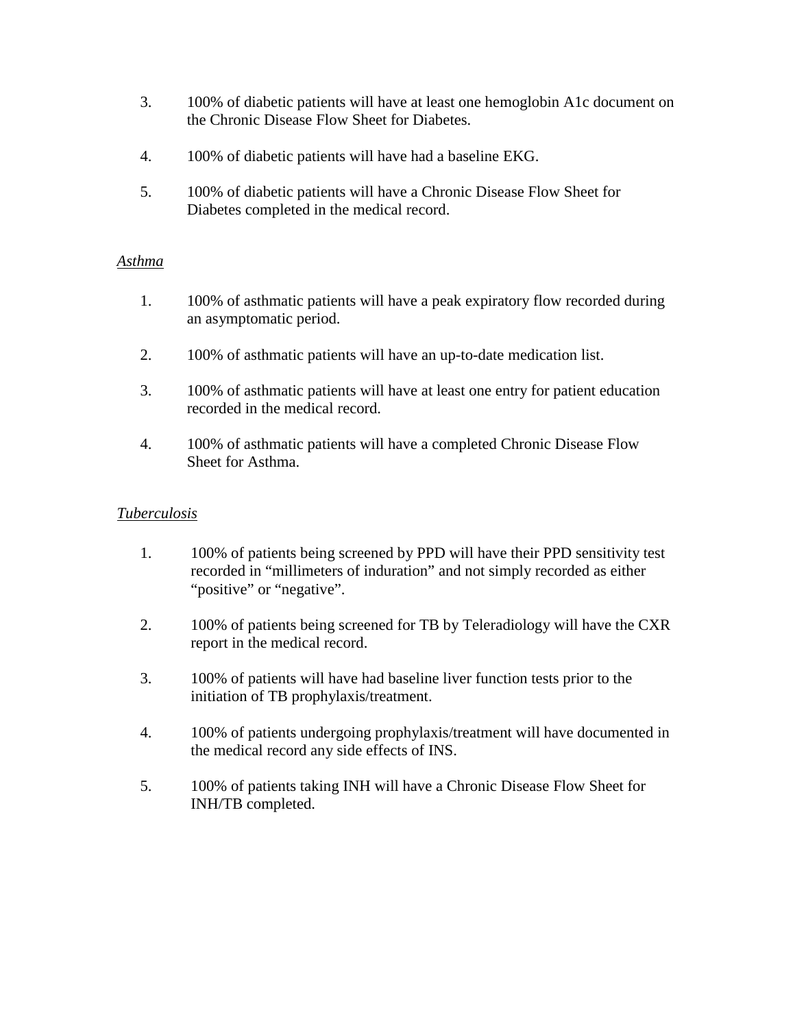3. 100% of diabetic patients will have at least one hemoglobin A1c document on the Chronic Disease Flow Sheet for Diabetes.

4. 100% of diabetic patients will have had a baseline EKG.

5. 100% of diabetic patients will have a Chronic Disease Flow Sheet for Diabetes completed in the medical record.

*Asthma*

1. 100% of asthmatic patients will have a peak expiratory flow recorded during an asymptomatic period.

2. 100% of asthmatic patients will have an up-to-date medication list.

3. 100% of asthmatic patients will have at least one entry for patient education recorded in the medical record.

4. 100% of asthmatic patients will have a completed Chronic Disease Flow Sheet for Asthma.

*Tuberculosis*

1. 100% of patients being screened by PPD will have their PPD sensitivity test recorded in "millimeters of induration" and not simply recorded as either "positive" or "negative".

2. 100% of patients being screened for TB by Teleradiology will have the CXR report in the medical record.

3. 100% of patients will have had baseline liver function tests prior to the initiation of TB prophylaxis/treatment.

4. 100% of patients undergoing prophylaxis/treatment will have documented in the medical record any side effects of INS.

5. 100% of patients taking INH will have a Chronic Disease Flow Sheet for INH/TB completed.